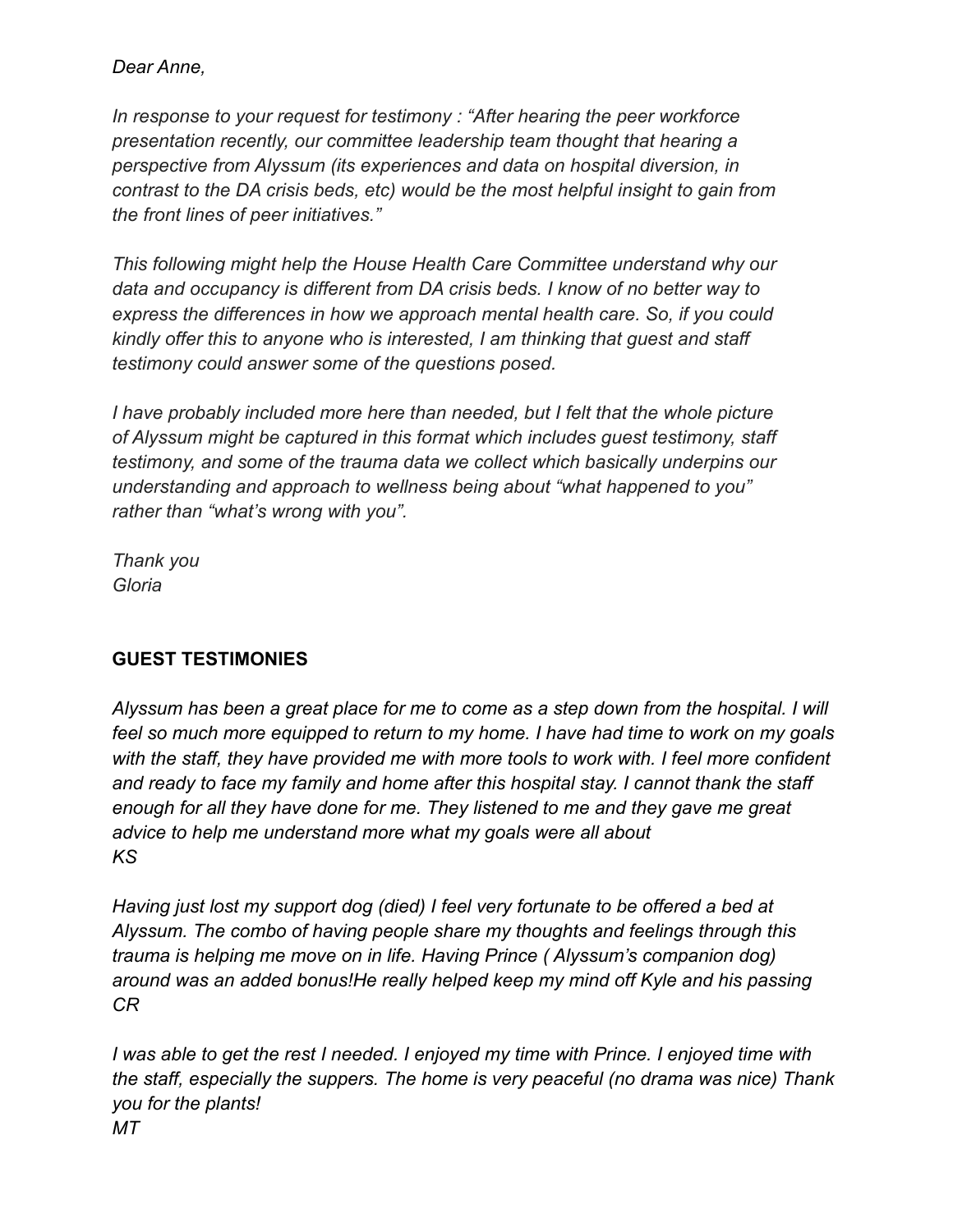*Dear Anne,*

*In response to your request for testimony : "After hearing the peer workforce presentation recently, our committee leadership team thought that hearing a perspective from Alyssum (its experiences and data on hospital diversion, in contrast to the DA crisis beds, etc) would be the most helpful insight to gain from the front lines of peer initiatives."*

*This following might help the House Health Care Committee understand why our data and occupancy is different from DA crisis beds. I know of no better way to express the differences in how we approach mental health care. So, if you could kindly offer this to anyone who is interested, I am thinking that guest and staff testimony could answer some of the questions posed.*

*I have probably included more here than needed, but I felt that the whole picture of Alyssum might be captured in this format which includes guest testimony, staff testimony, and some of the trauma data we collect which basically underpins our understanding and approach to wellness being about "what happened to you" rather than "what's wrong with you".*

*Thank you*
*Gloria*

**GUEST TESTIMONIES**

*Alyssum has been a great place for me to come as a step down from the hospital. I will feel so much more equipped to return to my home. I have had time to work on my goals with the staff, they have provided me with more tools to work with. I feel more confident and ready to face my family and home after this hospital stay. I cannot thank the staff enough for all they have done for me. They listened to me and they gave me great advice to help me understand more what my goals were all about*
*KS*

*Having just lost my support dog (died) I feel very fortunate to be offered a bed at Alyssum. The combo of having people share my thoughts and feelings through this trauma is helping me move on in life. Having Prince ( Alyssum's companion dog) around was an added bonus!He really helped keep my mind off Kyle and his passing*
*CR*

*I was able to get the rest I needed. I enjoyed my time with Prince. I enjoyed time with the staff, especially the suppers. The home is very peaceful (no drama was nice) Thank you for the plants!*
*MT*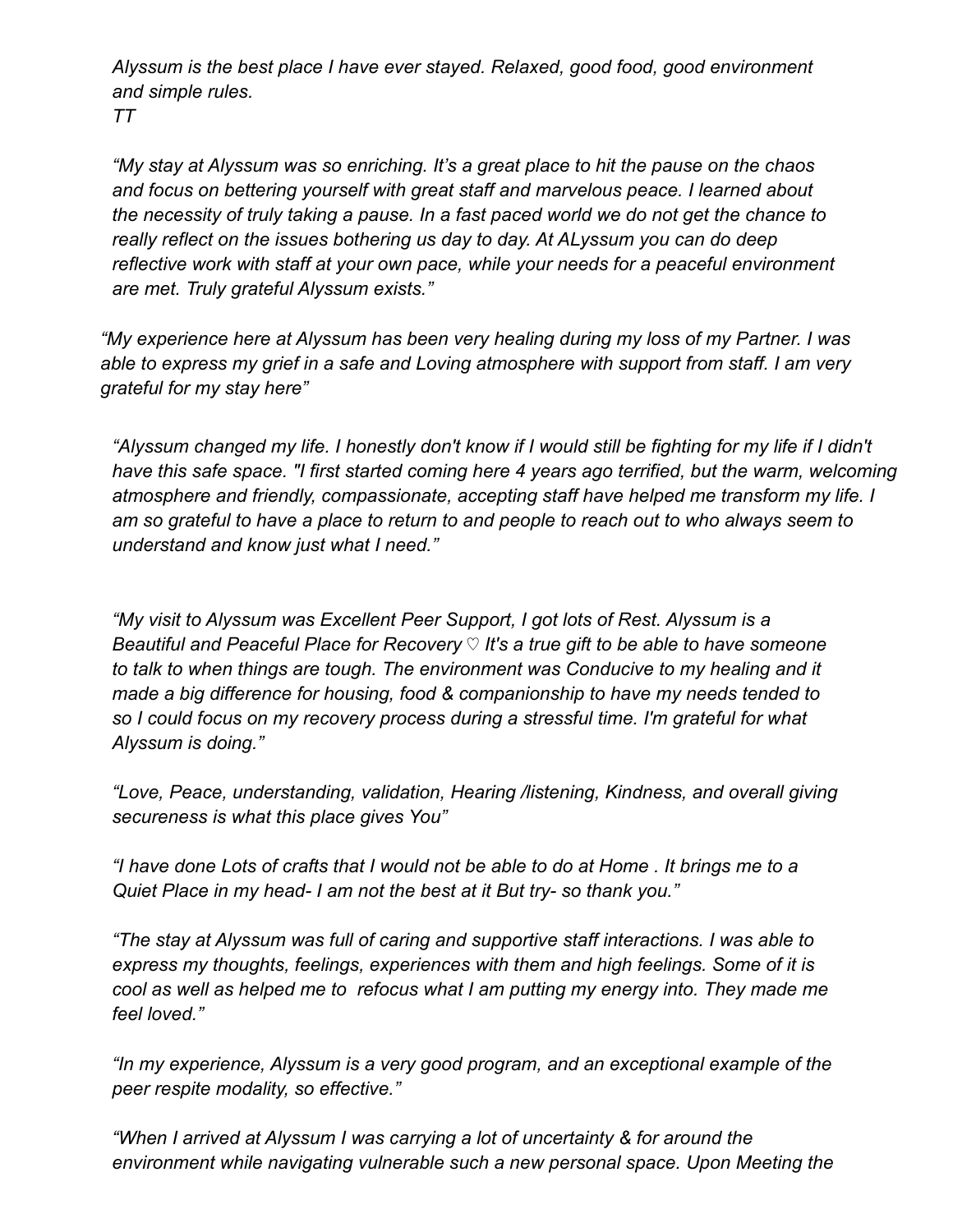*Alyssum is the best place I have ever stayed. Relaxed, good food, good environment and simple rules.*
*TT*

*"My stay at Alyssum was so enriching. It's a great place to hit the pause on the chaos and focus on bettering yourself with great staff and marvelous peace. I learned about the necessity of truly taking a pause. In a fast paced world we do not get the chance to really reflect on the issues bothering us day to day. At ALyssum you can do deep reflective work with staff at your own pace, while your needs for a peaceful environment are met. Truly grateful Alyssum exists."*

*"My experience here at Alyssum has been very healing during my loss of my Partner. I was able to express my grief in a safe and Loving atmosphere with support from staff. I am very grateful for my stay here"*

*"Alyssum changed my life. I honestly don't know if I would still be fighting for my life if I didn't have this safe space. "I first started coming here 4 years ago terrified, but the warm, welcoming atmosphere and friendly, compassionate, accepting staff have helped me transform my life. I am so grateful to have a place to return to and people to reach out to who always seem to understand and know just what I need."*

*"My visit to Alyssum was Excellent Peer Support, I got lots of Rest. Alyssum is a Beautiful and Peaceful Place for Recovery ♡ It's a true gift to be able to have someone to talk to when things are tough. The environment was Conducive to my healing and it made a big difference for housing, food & companionship to have my needs tended to so I could focus on my recovery process during a stressful time. I'm grateful for what Alyssum is doing."*

*"Love, Peace, understanding, validation, Hearing /listening, Kindness, and overall giving secureness is what this place gives You"*

*"I have done Lots of crafts that I would not be able to do at Home . It brings me to a Quiet Place in my head- I am not the best at it But try- so thank you."*

*"The stay at Alyssum was full of caring and supportive staff interactions. I was able to express my thoughts, feelings, experiences with them and high feelings. Some of it is cool as well as helped me to refocus what I am putting my energy into. They made me feel loved."*

*"In my experience, Alyssum is a very good program, and an exceptional example of the peer respite modality, so effective."*

*"When I arrived at Alyssum I was carrying a lot of uncertainty & for around the environment while navigating vulnerable such a new personal space. Upon Meeting the*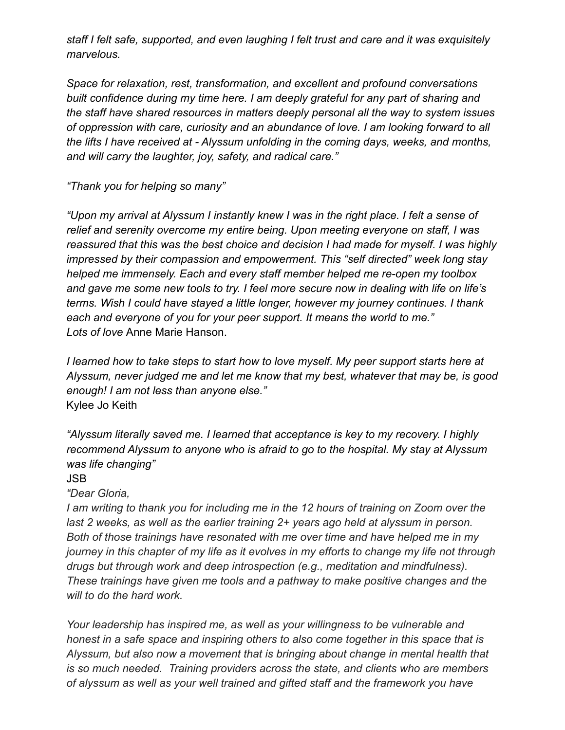*staff I felt safe, supported, and even laughing I felt trust and care and it was exquisitely marvelous.*

*Space for relaxation, rest, transformation, and excellent and profound conversations built confidence during my time here. I am deeply grateful for any part of sharing and the staff have shared resources in matters deeply personal all the way to system issues of oppression with care, curiosity and an abundance of love. I am looking forward to all the lifts I have received at - Alyssum unfolding in the coming days, weeks, and months, and will carry the laughter, joy, safety, and radical care."*

*"Thank you for helping so many"*

*"Upon my arrival at Alyssum I instantly knew I was in the right place. I felt a sense of relief and serenity overcome my entire being. Upon meeting everyone on staff, I was reassured that this was the best choice and decision I had made for myself. I was highly impressed by their compassion and empowerment. This "self directed" week long stay helped me immensely. Each and every staff member helped me re-open my toolbox and gave me some new tools to try. I feel more secure now in dealing with life on life's terms. Wish I could have stayed a little longer, however my journey continues. I thank each and everyone of you for your peer support. It means the world to me."*
*Lots of love* Anne Marie Hanson.

*I learned how to take steps to start how to love myself. My peer support starts here at Alyssum, never judged me and let me know that my best, whatever that may be, is good enough! I am not less than anyone else."*
Kylee Jo Keith

*"Alyssum literally saved me. I learned that acceptance is key to my recovery. I highly recommend Alyssum to anyone who is afraid to go to the hospital. My stay at Alyssum was life changing"*
JSB

*"Dear Gloria,*
*I am writing to thank you for including me in the 12 hours of training on Zoom over the last 2 weeks, as well as the earlier training 2+ years ago held at alyssum in person. Both of those trainings have resonated with me over time and have helped me in my journey in this chapter of my life as it evolves in my efforts to change my life not through drugs but through work and deep introspection (e.g., meditation and mindfulness). These trainings have given me tools and a pathway to make positive changes and the will to do the hard work.*

*Your leadership has inspired me, as well as your willingness to be vulnerable and honest in a safe space and inspiring others to also come together in this space that is Alyssum, but also now a movement that is bringing about change in mental health that is so much needed. Training providers across the state, and clients who are members of alyssum as well as your well trained and gifted staff and the framework you have*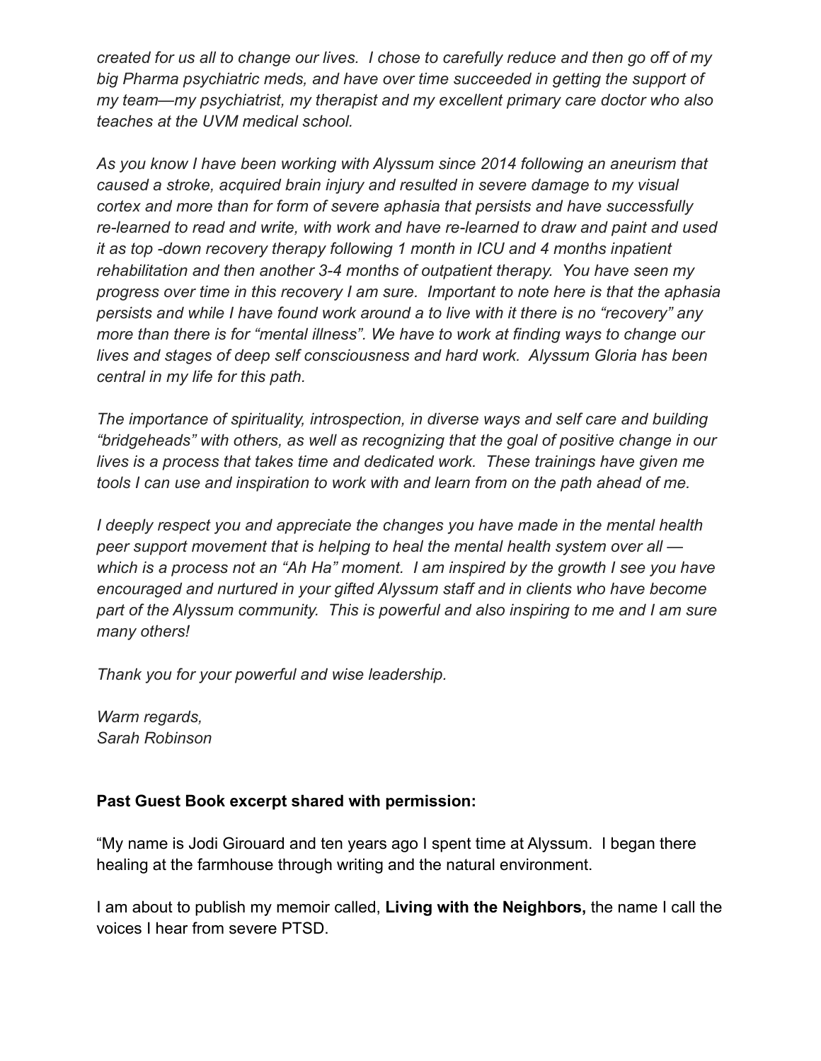*created for us all to change our lives. I chose to carefully reduce and then go off of my big Pharma psychiatric meds, and have over time succeeded in getting the support of my team—my psychiatrist, my therapist and my excellent primary care doctor who also teaches at the UVM medical school.*

*As you know I have been working with Alyssum since 2014 following an aneurism that caused a stroke, acquired brain injury and resulted in severe damage to my visual cortex and more than for form of severe aphasia that persists and have successfully re-learned to read and write, with work and have re-learned to draw and paint and used it as top -down recovery therapy following 1 month in ICU and 4 months inpatient rehabilitation and then another 3-4 months of outpatient therapy. You have seen my progress over time in this recovery I am sure. Important to note here is that the aphasia persists and while I have found work around a to live with it there is no "recovery" any more than there is for "mental illness". We have to work at finding ways to change our lives and stages of deep self consciousness and hard work. Alyssum Gloria has been central in my life for this path.*

*The importance of spirituality, introspection, in diverse ways and self care and building "bridgeheads" with others, as well as recognizing that the goal of positive change in our lives is a process that takes time and dedicated work. These trainings have given me tools I can use and inspiration to work with and learn from on the path ahead of me.*

*I deeply respect you and appreciate the changes you have made in the mental health peer support movement that is helping to heal the mental health system over all — which is a process not an "Ah Ha" moment. I am inspired by the growth I see you have encouraged and nurtured in your gifted Alyssum staff and in clients who have become part of the Alyssum community. This is powerful and also inspiring to me and I am sure many others!*

*Thank you for your powerful and wise leadership.*

*Warm regards,*
*Sarah Robinson*

**Past Guest Book excerpt shared with permission:**

"My name is Jodi Girouard and ten years ago I spent time at Alyssum. I began there healing at the farmhouse through writing and the natural environment.

I am about to publish my memoir called, **Living with the Neighbors,** the name I call the voices I hear from severe PTSD.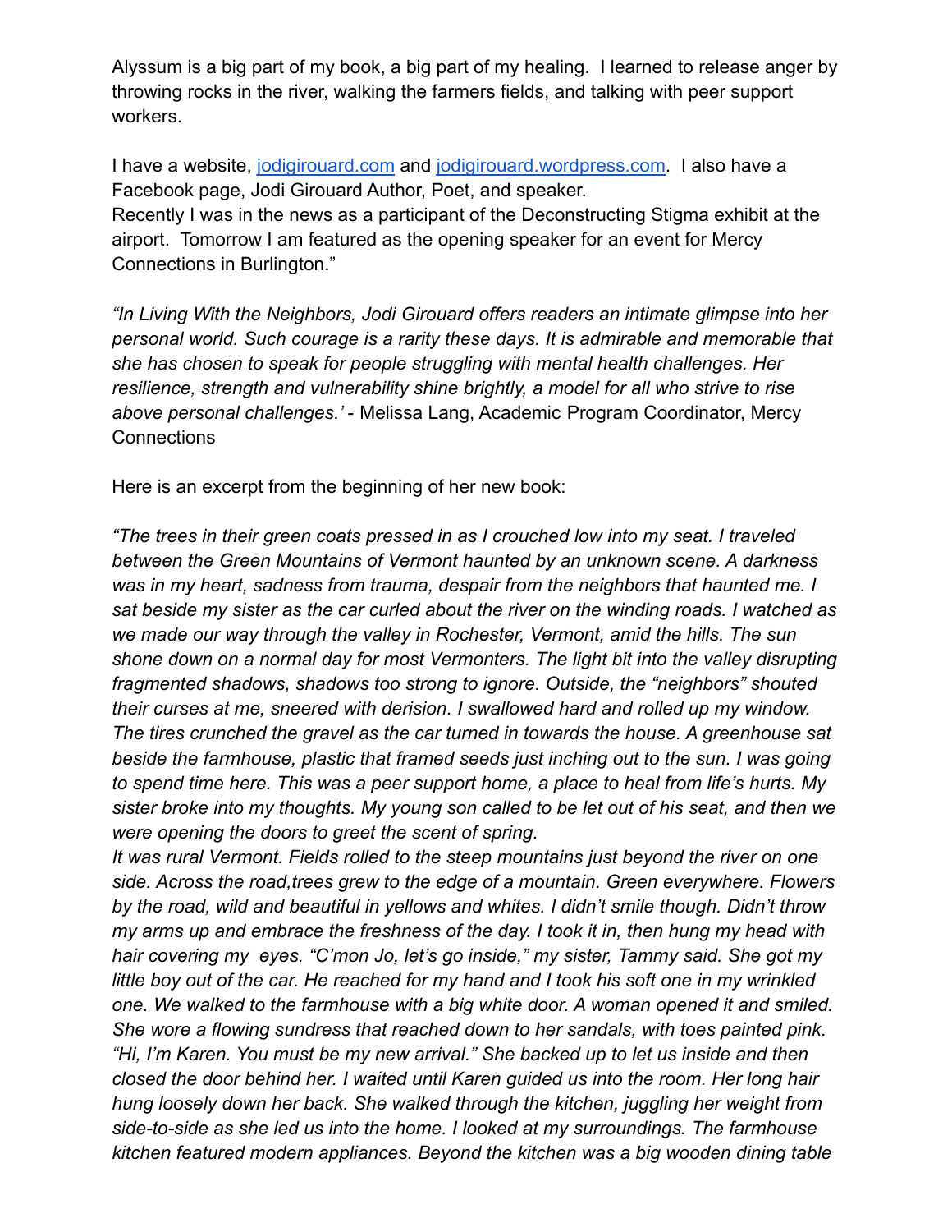Alyssum is a big part of my book, a big part of my healing. I learned to release anger by throwing rocks in the river, walking the farmers fields, and talking with peer support workers.

I have a website, [jodigirouard.com](jodigirouard.com) and [jodigirouard.wordpress.com](jodigirouard.wordpress.com). I also have a Facebook page, Jodi Girouard Author, Poet, and speaker.
Recently I was in the news as a participant of the Deconstructing Stigma exhibit at the airport. Tomorrow I am featured as the opening speaker for an event for Mercy Connections in Burlington."

*"In Living With the Neighbors, Jodi Girouard offers readers an intimate glimpse into her personal world. Such courage is a rarity these days. It is admirable and memorable that she has chosen to speak for people struggling with mental health challenges. Her resilience, strength and vulnerability shine brightly, a model for all who strive to rise above personal challenges.'* - Melissa Lang, Academic Program Coordinator, Mercy Connections

Here is an excerpt from the beginning of her new book:

*"The trees in their green coats pressed in as I crouched low into my seat. I traveled between the Green Mountains of Vermont haunted by an unknown scene. A darkness was in my heart, sadness from trauma, despair from the neighbors that haunted me. I sat beside my sister as the car curled about the river on the winding roads. I watched as we made our way through the valley in Rochester, Vermont, amid the hills. The sun shone down on a normal day for most Vermonters. The light bit into the valley disrupting fragmented shadows, shadows too strong to ignore. Outside, the "neighbors" shouted their curses at me, sneered with derision. I swallowed hard and rolled up my window. The tires crunched the gravel as the car turned in towards the house. A greenhouse sat beside the farmhouse, plastic that framed seeds just inching out to the sun. I was going to spend time here. This was a peer support home, a place to heal from life's hurts. My sister broke into my thoughts. My young son called to be let out of his seat, and then we were opening the doors to greet the scent of spring.*
*It was rural Vermont. Fields rolled to the steep mountains just beyond the river on one side. Across the road,trees grew to the edge of a mountain. Green everywhere. Flowers by the road, wild and beautiful in yellows and whites. I didn't smile though. Didn't throw my arms up and embrace the freshness of the day. I took it in, then hung my head with hair covering my eyes. "C'mon Jo, let's go inside," my sister, Tammy said. She got my little boy out of the car. He reached for my hand and I took his soft one in my wrinkled one. We walked to the farmhouse with a big white door. A woman opened it and smiled. She wore a flowing sundress that reached down to her sandals, with toes painted pink. "Hi, I'm Karen. You must be my new arrival." She backed up to let us inside and then closed the door behind her. I waited until Karen guided us into the room. Her long hair hung loosely down her back. She walked through the kitchen, juggling her weight from side-to-side as she led us into the home. I looked at my surroundings. The farmhouse kitchen featured modern appliances. Beyond the kitchen was a big wooden dining table*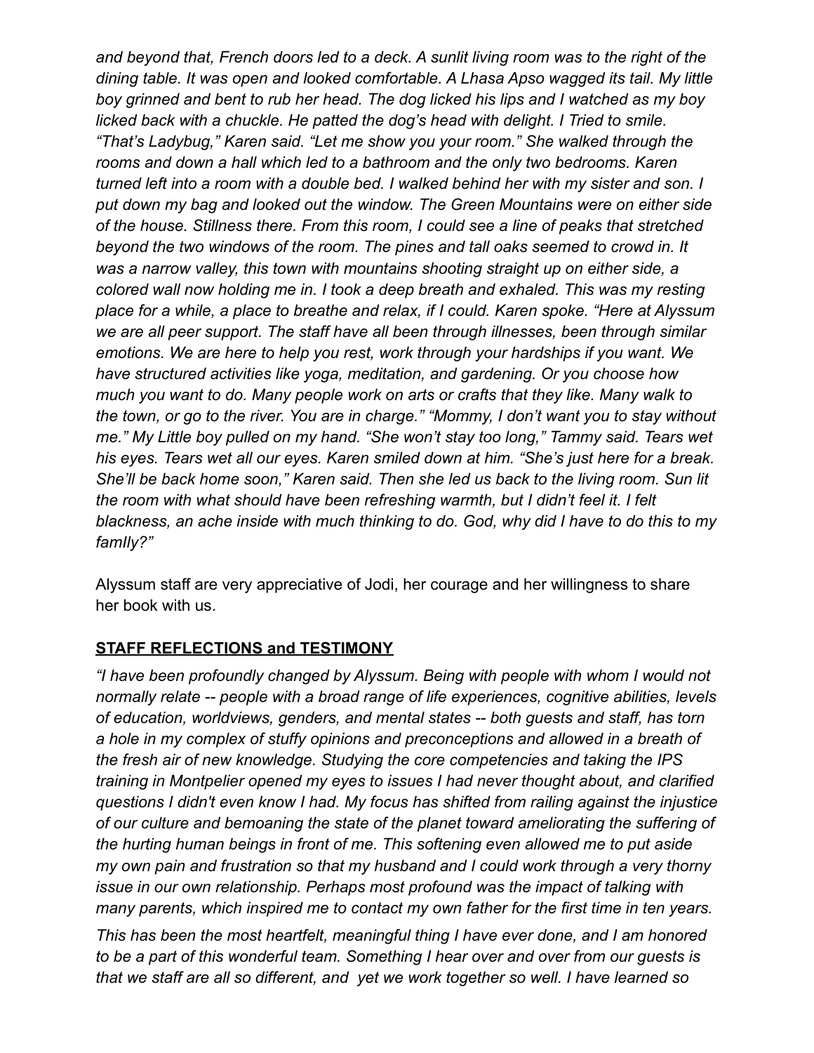*and beyond that, French doors led to a deck. A sunlit living room was to the right of the dining table. It was open and looked comfortable. A Lhasa Apso wagged its tail. My little boy grinned and bent to rub her head. The dog licked his lips and I watched as my boy licked back with a chuckle. He patted the dog's head with delight. I Tried to smile. "That's Ladybug," Karen said. "Let me show you your room." She walked through the rooms and down a hall which led to a bathroom and the only two bedrooms. Karen turned left into a room with a double bed. I walked behind her with my sister and son. I put down my bag and looked out the window. The Green Mountains were on either side of the house. Stillness there. From this room, I could see a line of peaks that stretched beyond the two windows of the room. The pines and tall oaks seemed to crowd in. It was a narrow valley, this town with mountains shooting straight up on either side, a colored wall now holding me in. I took a deep breath and exhaled. This was my resting place for a while, a place to breathe and relax, if I could. Karen spoke. "Here at Alyssum we are all peer support. The staff have all been through illnesses, been through similar emotions. We are here to help you rest, work through your hardships if you want. We have structured activities like yoga, meditation, and gardening. Or you choose how much you want to do. Many people work on arts or crafts that they like. Many walk to the town, or go to the river. You are in charge." "Mommy, I don't want you to stay without me." My Little boy pulled on my hand. "She won't stay too long," Tammy said. Tears wet his eyes. Tears wet all our eyes. Karen smiled down at him. "She's just here for a break. She'll be back home soon," Karen said. Then she led us back to the living room. Sun lit the room with what should have been refreshing warmth, but I didn't feel it. I felt blackness, an ache inside with much thinking to do. God, why did I have to do this to my famIly?"*

Alyssum staff are very appreciative of Jodi, her courage and her willingness to share her book with us.

## STAFF REFLECTIONS and TESTIMONY

*"I have been profoundly changed by Alyssum. Being with people with whom I would not normally relate -- people with a broad range of life experiences, cognitive abilities, levels of education, worldviews, genders, and mental states -- both guests and staff, has torn a hole in my complex of stuffy opinions and preconceptions and allowed in a breath of the fresh air of new knowledge. Studying the core competencies and taking the IPS training in Montpelier opened my eyes to issues I had never thought about, and clarified questions I didn't even know I had. My focus has shifted from railing against the injustice of our culture and bemoaning the state of the planet toward ameliorating the suffering of the hurting human beings in front of me. This softening even allowed me to put aside my own pain and frustration so that my husband and I could work through a very thorny issue in our own relationship. Perhaps most profound was the impact of talking with many parents, which inspired me to contact my own father for the first time in ten years.*

*This has been the most heartfelt, meaningful thing I have ever done, and I am honored to be a part of this wonderful team. Something I hear over and over from our guests is that we staff are all so different, and yet we work together so well. I have learned so*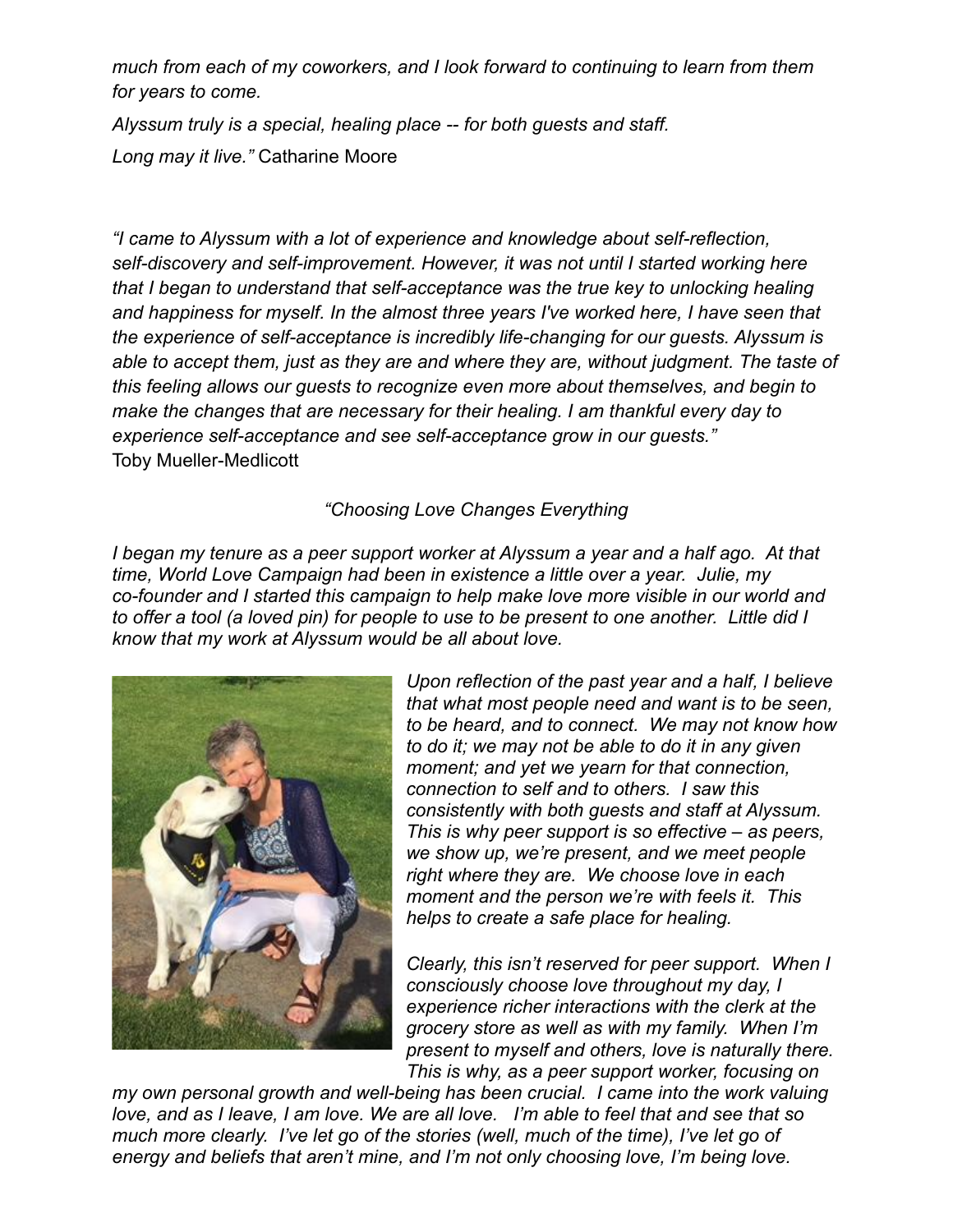*much from each of my coworkers, and I look forward to continuing to learn from them for years to come.*

*Alyssum truly is a special, healing place -- for both guests and staff.*

*Long may it live."* Catharine Moore

*"I came to Alyssum with a lot of experience and knowledge about self-reflection, self-discovery and self-improvement. However, it was not until I started working here that I began to understand that self-acceptance was the true key to unlocking healing and happiness for myself. In the almost three years I've worked here, I have seen that the experience of self-acceptance is incredibly life-changing for our guests. Alyssum is able to accept them, just as they are and where they are, without judgment. The taste of this feeling allows our guests to recognize even more about themselves, and begin to make the changes that are necessary for their healing. I am thankful every day to experience self-acceptance and see self-acceptance grow in our guests."*
Toby Mueller-Medlicott

*"Choosing Love Changes Everything*

*I began my tenure as a peer support worker at Alyssum a year and a half ago. At that time, World Love Campaign had been in existence a little over a year. Julie, my co-founder and I started this campaign to help make love more visible in our world and to offer a tool (a loved pin) for people to use to be present to one another. Little did I know that my work at Alyssum would be all about love.*

*Upon reflection of the past year and a half, I believe that what most people need and want is to be seen, to be heard, and to connect. We may not know how to do it; we may not be able to do it in any given moment; and yet we yearn for that connection, connection to self and to others. I saw this consistently with both guests and staff at Alyssum. This is why peer support is so effective – as peers, we show up, we're present, and we meet people right where they are. We choose love in each moment and the person we're with feels it. This helps to create a safe place for healing.*

*Clearly, this isn't reserved for peer support. When I consciously choose love throughout my day, I experience richer interactions with the clerk at the grocery store as well as with my family. When I'm present to myself and others, love is naturally there. This is why, as a peer support worker, focusing on my own personal growth and well-being has been crucial. I came into the work valuing love, and as I leave, I am love. We are all love. I'm able to feel that and see that so much more clearly. I've let go of the stories (well, much of the time), I've let go of energy and beliefs that aren't mine, and I'm not only choosing love, I'm being love.*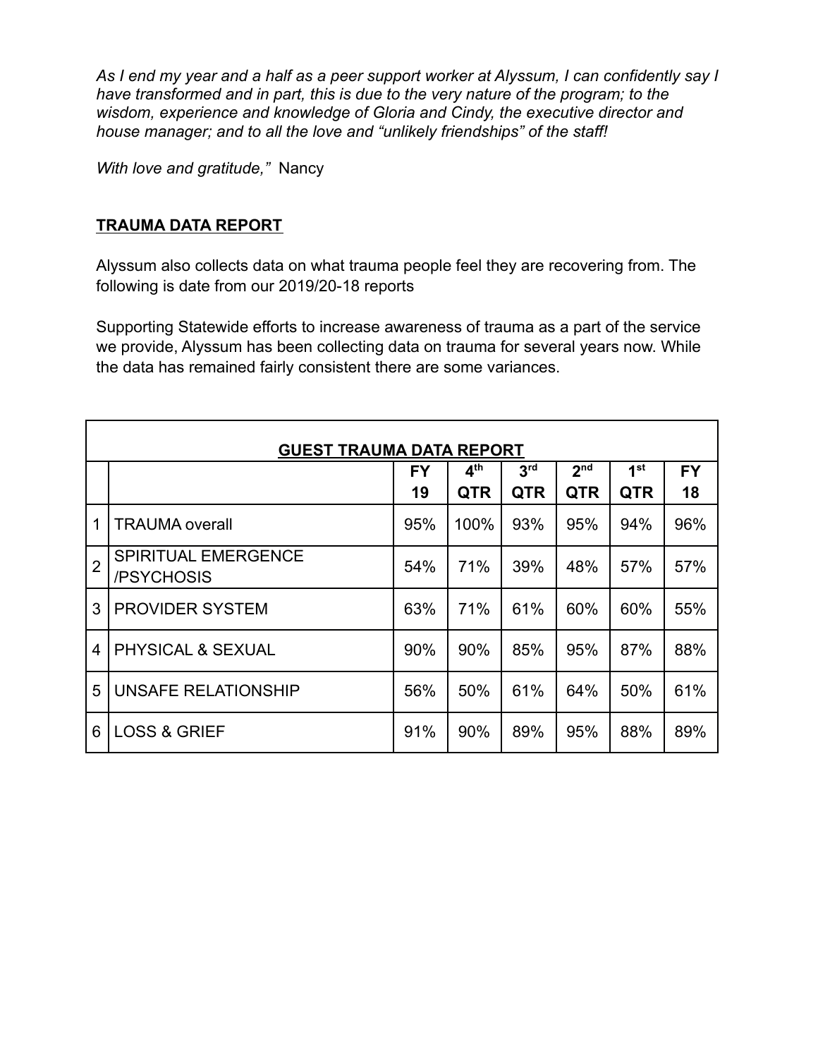*As I end my year and a half as a peer support worker at Alyssum, I can confidently say I have transformed and in part, this is due to the very nature of the program; to the wisdom, experience and knowledge of Gloria and Cindy, the executive director and house manager; and to all the love and "unlikely friendships" of the staff!*

*With love and gratitude,"* Nancy

**TRAUMA DATA REPORT**

Alyssum also collects data on what trauma people feel they are recovering from. The following is date from our 2019/20-18 reports

Supporting Statewide efforts to increase awareness of trauma as a part of the service we provide, Alyssum has been collecting data on trauma for several years now. While the data has remained fairly consistent there are some variances.

| **GUEST TRAUMA DATA REPORT** | | | | | | | |
|---|---|---|---|---|---|---|---|
| | | **FY 19** | **4th QTR** | **3rd QTR** | **2nd QTR** | **1st QTR** | **FY 18** |
| 1 | TRAUMA overall | 95% | 100% | 93% | 95% | 94% | 96% |
| 2 | SPIRITUAL EMERGENCE /PSYCHOSIS | 54% | 71% | 39% | 48% | 57% | 57% |
| 3 | PROVIDER SYSTEM | 63% | 71% | 61% | 60% | 60% | 55% |
| 4 | PHYSICAL & SEXUAL | 90% | 90% | 85% | 95% | 87% | 88% |
| 5 | UNSAFE RELATIONSHIP | 56% | 50% | 61% | 64% | 50% | 61% |
| 6 | LOSS & GRIEF | 91% | 90% | 89% | 95% | 88% | 89% |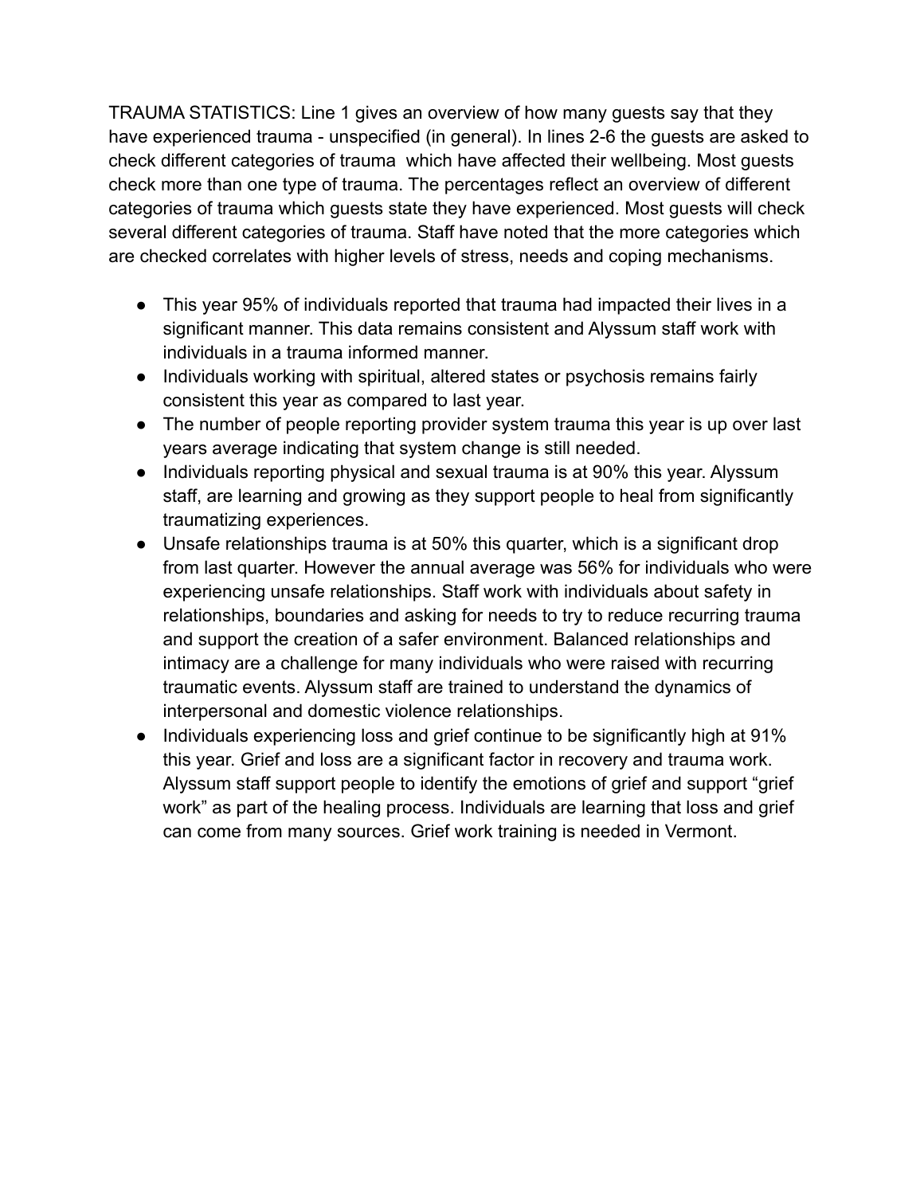TRAUMA STATISTICS: Line 1 gives an overview of how many guests say that they have experienced trauma - unspecified (in general). In lines 2-6 the guests are asked to check different categories of trauma  which have affected their wellbeing. Most guests check more than one type of trauma. The percentages reflect an overview of different categories of trauma which guests state they have experienced. Most guests will check several different categories of trauma. Staff have noted that the more categories which are checked correlates with higher levels of stress, needs and coping mechanisms.

- This year 95% of individuals reported that trauma had impacted their lives in a significant manner. This data remains consistent and Alyssum staff work with individuals in a trauma informed manner.
- Individuals working with spiritual, altered states or psychosis remains fairly consistent this year as compared to last year.
- The number of people reporting provider system trauma this year is up over last years average indicating that system change is still needed.
- Individuals reporting physical and sexual trauma is at 90% this year. Alyssum staff, are learning and growing as they support people to heal from significantly traumatizing experiences.
- Unsafe relationships trauma is at 50% this quarter, which is a significant drop from last quarter. However the annual average was 56% for individuals who were experiencing unsafe relationships. Staff work with individuals about safety in relationships, boundaries and asking for needs to try to reduce recurring trauma and support the creation of a safer environment. Balanced relationships and intimacy are a challenge for many individuals who were raised with recurring traumatic events. Alyssum staff are trained to understand the dynamics of interpersonal and domestic violence relationships.
- Individuals experiencing loss and grief continue to be significantly high at 91% this year. Grief and loss are a significant factor in recovery and trauma work. Alyssum staff support people to identify the emotions of grief and support "grief work" as part of the healing process. Individuals are learning that loss and grief can come from many sources. Grief work training is needed in Vermont.